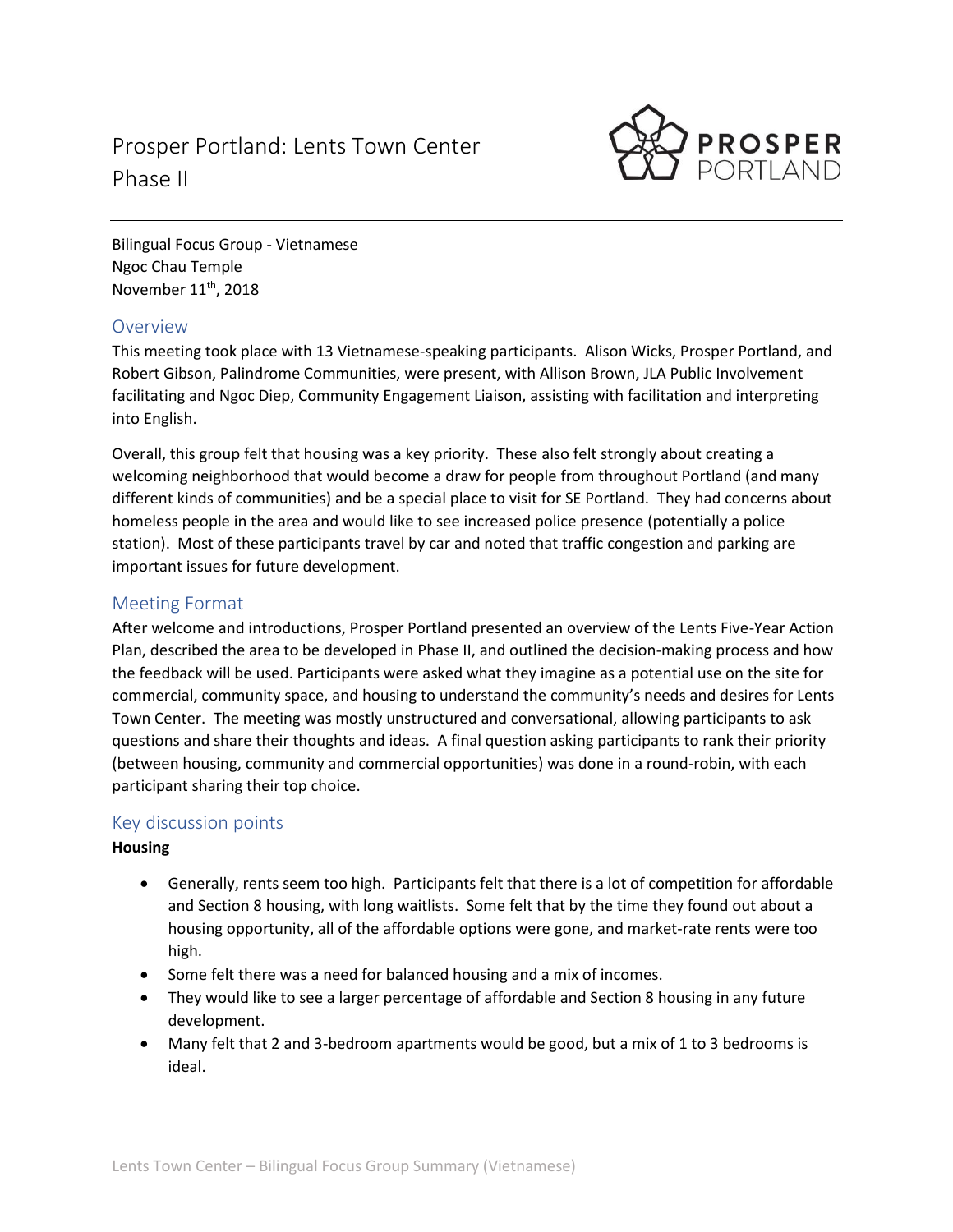# Prosper Portland: Lents Town Center Phase II

Bilingual Focus Group - Vietnamese
Ngoc Chau Temple
November 11th, 2018

## Overview

This meeting took place with 13 Vietnamese-speaking participants. Alison Wicks, Prosper Portland, and Robert Gibson, Palindrome Communities, were present, with Allison Brown, JLA Public Involvement facilitating and Ngoc Diep, Community Engagement Liaison, assisting with facilitation and interpreting into English.

Overall, this group felt that housing was a key priority. These also felt strongly about creating a welcoming neighborhood that would become a draw for people from throughout Portland (and many different kinds of communities) and be a special place to visit for SE Portland. They had concerns about homeless people in the area and would like to see increased police presence (potentially a police station). Most of these participants travel by car and noted that traffic congestion and parking are important issues for future development.

## Meeting Format

After welcome and introductions, Prosper Portland presented an overview of the Lents Five-Year Action Plan, described the area to be developed in Phase II, and outlined the decision-making process and how the feedback will be used. Participants were asked what they imagine as a potential use on the site for commercial, community space, and housing to understand the community's needs and desires for Lents Town Center. The meeting was mostly unstructured and conversational, allowing participants to ask questions and share their thoughts and ideas. A final question asking participants to rank their priority (between housing, community and commercial opportunities) was done in a round-robin, with each participant sharing their top choice.

## Key discussion points

**Housing**

- Generally, rents seem too high. Participants felt that there is a lot of competition for affordable and Section 8 housing, with long waitlists. Some felt that by the time they found out about a housing opportunity, all of the affordable options were gone, and market-rate rents were too high.
- Some felt there was a need for balanced housing and a mix of incomes.
- They would like to see a larger percentage of affordable and Section 8 housing in any future development.
- Many felt that 2 and 3-bedroom apartments would be good, but a mix of 1 to 3 bedrooms is ideal.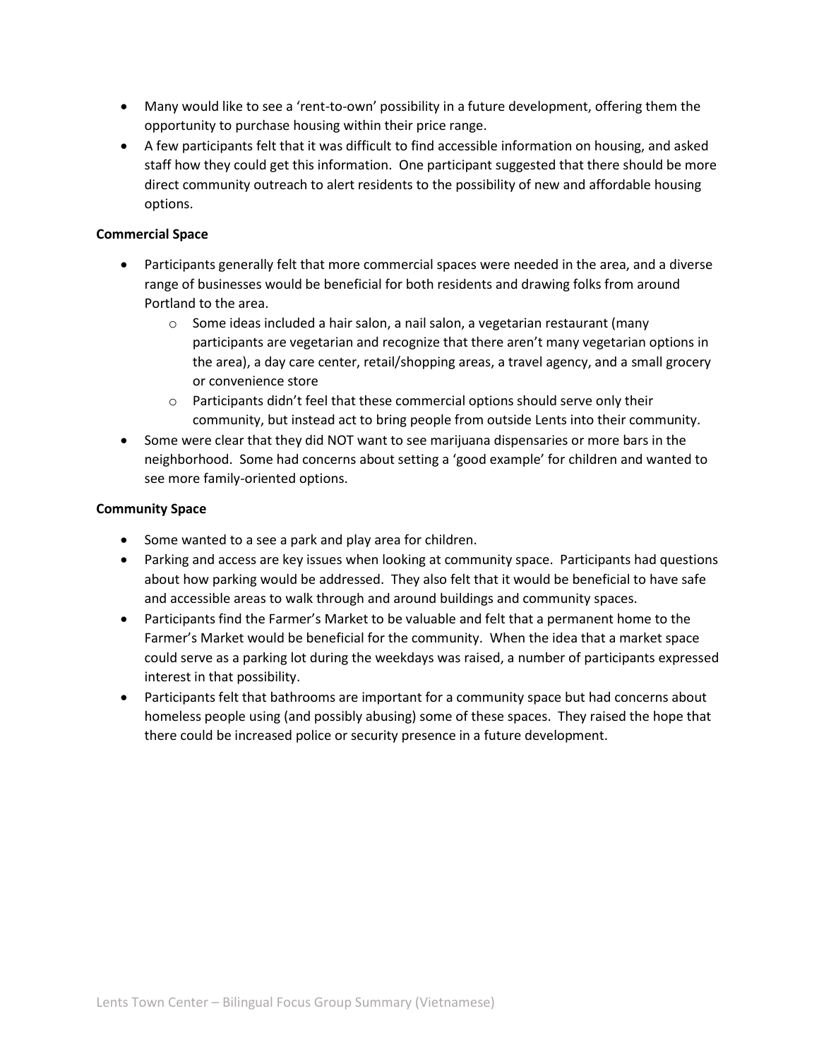- Many would like to see a 'rent-to-own' possibility in a future development, offering them the opportunity to purchase housing within their price range.
- A few participants felt that it was difficult to find accessible information on housing, and asked staff how they could get this information. One participant suggested that there should be more direct community outreach to alert residents to the possibility of new and affordable housing options.

**Commercial Space**

- Participants generally felt that more commercial spaces were needed in the area, and a diverse range of businesses would be beneficial for both residents and drawing folks from around Portland to the area.
    - Some ideas included a hair salon, a nail salon, a vegetarian restaurant (many participants are vegetarian and recognize that there aren't many vegetarian options in the area), a day care center, retail/shopping areas, a travel agency, and a small grocery or convenience store
    - Participants didn't feel that these commercial options should serve only their community, but instead act to bring people from outside Lents into their community.
- Some were clear that they did NOT want to see marijuana dispensaries or more bars in the neighborhood. Some had concerns about setting a 'good example' for children and wanted to see more family-oriented options.

**Community Space**

- Some wanted to a see a park and play area for children.
- Parking and access are key issues when looking at community space. Participants had questions about how parking would be addressed. They also felt that it would be beneficial to have safe and accessible areas to walk through and around buildings and community spaces.
- Participants find the Farmer's Market to be valuable and felt that a permanent home to the Farmer's Market would be beneficial for the community. When the idea that a market space could serve as a parking lot during the weekdays was raised, a number of participants expressed interest in that possibility.
- Participants felt that bathrooms are important for a community space but had concerns about homeless people using (and possibly abusing) some of these spaces. They raised the hope that there could be increased police or security presence in a future development.